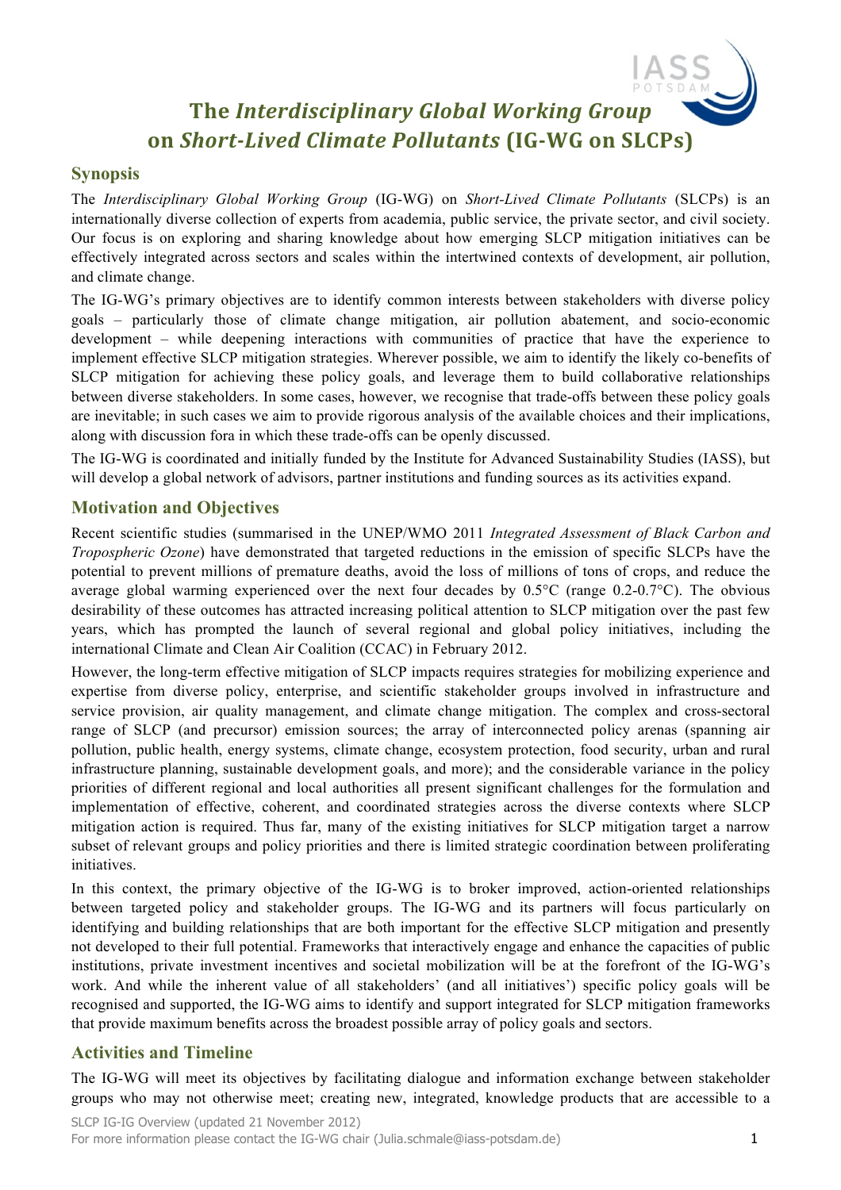# The *Interdisciplinary Global Working Group* on *Short-Lived Climate Pollutants* (IG-WG on SLCPs)

## Synopsis

The *Interdisciplinary Global Working Group* (IG-WG) on *Short-Lived Climate Pollutants* (SLCPs) is an internationally diverse collection of experts from academia, public service, the private sector, and civil society. Our focus is on exploring and sharing knowledge about how emerging SLCP mitigation initiatives can be effectively integrated across sectors and scales within the intertwined contexts of development, air pollution, and climate change.

The IG-WG's primary objectives are to identify common interests between stakeholders with diverse policy goals – particularly those of climate change mitigation, air pollution abatement, and socio-economic development – while deepening interactions with communities of practice that have the experience to implement effective SLCP mitigation strategies. Wherever possible, we aim to identify the likely co-benefits of SLCP mitigation for achieving these policy goals, and leverage them to build collaborative relationships between diverse stakeholders. In some cases, however, we recognise that trade-offs between these policy goals are inevitable; in such cases we aim to provide rigorous analysis of the available choices and their implications, along with discussion fora in which these trade-offs can be openly discussed.

The IG-WG is coordinated and initially funded by the Institute for Advanced Sustainability Studies (IASS), but will develop a global network of advisors, partner institutions and funding sources as its activities expand.

## Motivation and Objectives

Recent scientific studies (summarised in the UNEP/WMO 2011 *Integrated Assessment of Black Carbon and Tropospheric Ozone*) have demonstrated that targeted reductions in the emission of specific SLCPs have the potential to prevent millions of premature deaths, avoid the loss of millions of tons of crops, and reduce the average global warming experienced over the next four decades by 0.5°C (range 0.2-0.7°C). The obvious desirability of these outcomes has attracted increasing political attention to SLCP mitigation over the past few years, which has prompted the launch of several regional and global policy initiatives, including the international Climate and Clean Air Coalition (CCAC) in February 2012.

However, the long-term effective mitigation of SLCP impacts requires strategies for mobilizing experience and expertise from diverse policy, enterprise, and scientific stakeholder groups involved in infrastructure and service provision, air quality management, and climate change mitigation. The complex and cross-sectoral range of SLCP (and precursor) emission sources; the array of interconnected policy arenas (spanning air pollution, public health, energy systems, climate change, ecosystem protection, food security, urban and rural infrastructure planning, sustainable development goals, and more); and the considerable variance in the policy priorities of different regional and local authorities all present significant challenges for the formulation and implementation of effective, coherent, and coordinated strategies across the diverse contexts where SLCP mitigation action is required. Thus far, many of the existing initiatives for SLCP mitigation target a narrow subset of relevant groups and policy priorities and there is limited strategic coordination between proliferating initiatives.

In this context, the primary objective of the IG-WG is to broker improved, action-oriented relationships between targeted policy and stakeholder groups. The IG-WG and its partners will focus particularly on identifying and building relationships that are both important for the effective SLCP mitigation and presently not developed to their full potential. Frameworks that interactively engage and enhance the capacities of public institutions, private investment incentives and societal mobilization will be at the forefront of the IG-WG's work. And while the inherent value of all stakeholders' (and all initiatives') specific policy goals will be recognised and supported, the IG-WG aims to identify and support integrated for SLCP mitigation frameworks that provide maximum benefits across the broadest possible array of policy goals and sectors.

## Activities and Timeline

The IG-WG will meet its objectives by facilitating dialogue and information exchange between stakeholder groups who may not otherwise meet; creating new, integrated, knowledge products that are accessible to a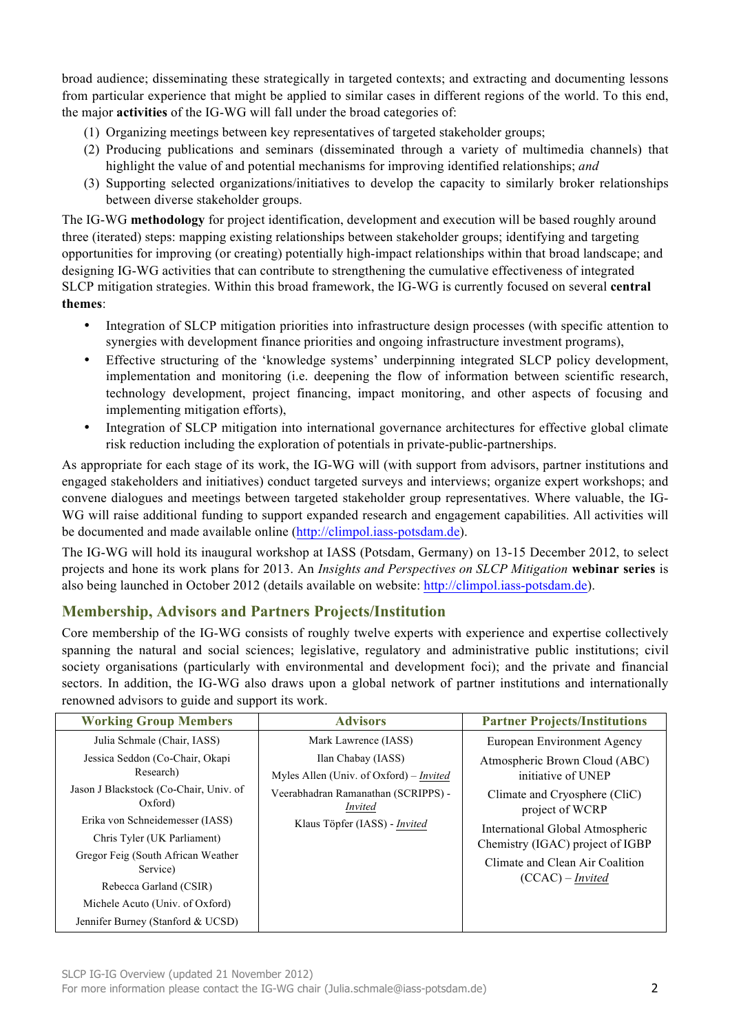broad audience; disseminating these strategically in targeted contexts; and extracting and documenting lessons from particular experience that might be applied to similar cases in different regions of the world. To this end, the major **activities** of the IG-WG will fall under the broad categories of:

(1) Organizing meetings between key representatives of targeted stakeholder groups;
(2) Producing publications and seminars (disseminated through a variety of multimedia channels) that highlight the value of and potential mechanisms for improving identified relationships; *and*
(3) Supporting selected organizations/initiatives to develop the capacity to similarly broker relationships between diverse stakeholder groups.

The IG-WG **methodology** for project identification, development and execution will be based roughly around three (iterated) steps: mapping existing relationships between stakeholder groups; identifying and targeting opportunities for improving (or creating) potentially high-impact relationships within that broad landscape; and designing IG-WG activities that can contribute to strengthening the cumulative effectiveness of integrated SLCP mitigation strategies. Within this broad framework, the IG-WG is currently focused on several **central themes**:

- Integration of SLCP mitigation priorities into infrastructure design processes (with specific attention to synergies with development finance priorities and ongoing infrastructure investment programs),
- Effective structuring of the 'knowledge systems' underpinning integrated SLCP policy development, implementation and monitoring (i.e. deepening the flow of information between scientific research, technology development, project financing, impact monitoring, and other aspects of focusing and implementing mitigation efforts),
- Integration of SLCP mitigation into international governance architectures for effective global climate risk reduction including the exploration of potentials in private-public-partnerships.

As appropriate for each stage of its work, the IG-WG will (with support from advisors, partner institutions and engaged stakeholders and initiatives) conduct targeted surveys and interviews; organize expert workshops; and convene dialogues and meetings between targeted stakeholder group representatives. Where valuable, the IG-WG will raise additional funding to support expanded research and engagement capabilities. All activities will be documented and made available online (http://climpol.iass-potsdam.de).

The IG-WG will hold its inaugural workshop at IASS (Potsdam, Germany) on 13-15 December 2012, to select projects and hone its work plans for 2013. An *Insights and Perspectives on SLCP Mitigation* **webinar series** is also being launched in October 2012 (details available on website: http://climpol.iass-potsdam.de).

## Membership, Advisors and Partners Projects/Institution

Core membership of the IG-WG consists of roughly twelve experts with experience and expertise collectively spanning the natural and social sciences; legislative, regulatory and administrative public institutions; civil society organisations (particularly with environmental and development foci); and the private and financial sectors. In addition, the IG-WG also draws upon a global network of partner institutions and internationally renowned advisors to guide and support its work.

| Working Group Members | Advisors | Partner Projects/Institutions |
|---|---|---|
| Julia Schmale (Chair, IASS) | Mark Lawrence (IASS) | European Environment Agency |
| Jessica Seddon (Co-Chair, Okapi Research) | Ilan Chabay (IASS) | Atmospheric Brown Cloud (ABC) initiative of UNEP |
| Jason J Blackstock (Co-Chair, Univ. of Oxford) | Myles Allen (Univ. of Oxford) – *Invited* | Climate and Cryosphere (CliC) project of WCRP |
| Erika von Schneidemesser (IASS) | Veerabhadran Ramanathan (SCRIPPS) - *Invited* | International Global Atmospheric Chemistry (IGAC) project of IGBP |
| Chris Tyler (UK Parliament) | Klaus Töpfer (IASS) - *Invited* | Climate and Clean Air Coalition (CCAC) – *Invited* |
| Gregor Feig (South African Weather Service) | | |
| Rebecca Garland (CSIR) | | |
| Michele Acuto (Univ. of Oxford) | | |
| Jennifer Burney (Stanford & UCSD) | | |